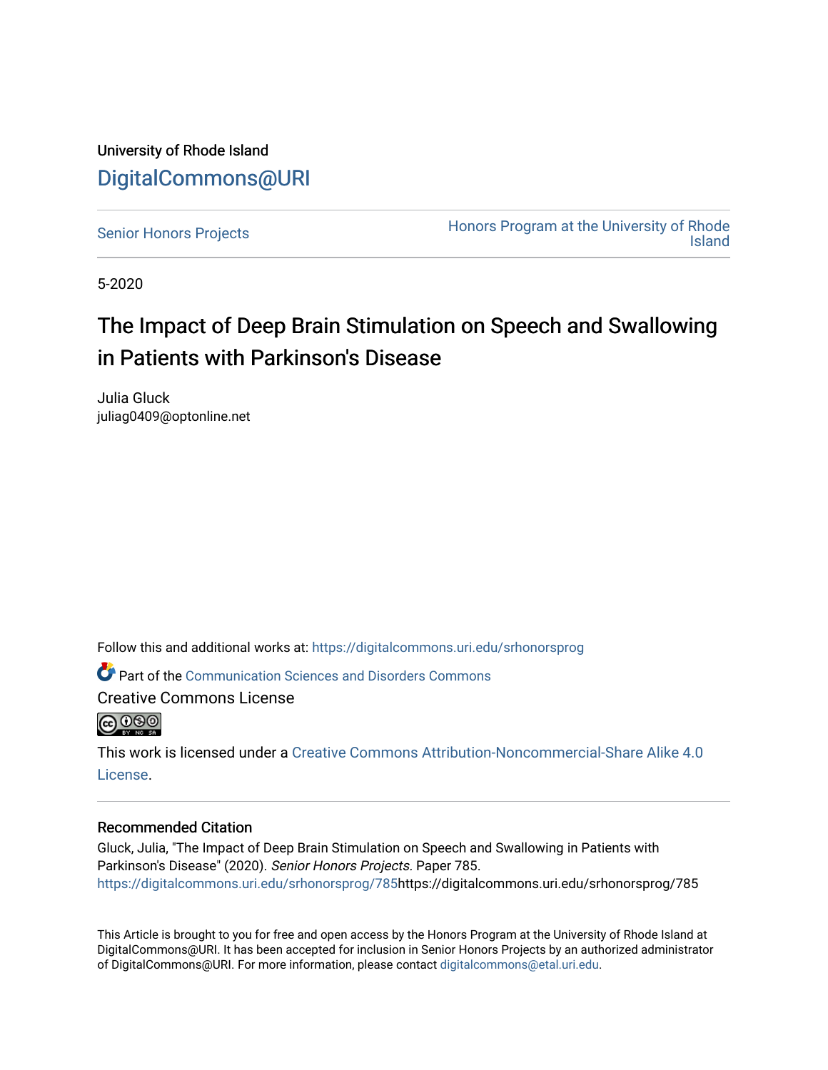University of Rhode Island

# DigitalCommons@URI

Senior Honors Projects

Honors Program at the University of Rhode Island

5-2020

# The Impact of Deep Brain Stimulation on Speech and Swallowing in Patients with Parkinson's Disease

Julia Gluck
juliag0409@optonline.net

Follow this and additional works at: https://digitalcommons.uri.edu/srhonorsprog

Part of the Communication Sciences and Disorders Commons

Creative Commons License

This work is licensed under a Creative Commons Attribution-Noncommercial-Share Alike 4.0 License.

## Recommended Citation

Gluck, Julia, "The Impact of Deep Brain Stimulation on Speech and Swallowing in Patients with Parkinson's Disease" (2020). *Senior Honors Projects.* Paper 785.
https://digitalcommons.uri.edu/srhonorsprog/785https://digitalcommons.uri.edu/srhonorsprog/785

This Article is brought to you for free and open access by the Honors Program at the University of Rhode Island at DigitalCommons@URI. It has been accepted for inclusion in Senior Honors Projects by an authorized administrator of DigitalCommons@URI. For more information, please contact digitalcommons@etal.uri.edu.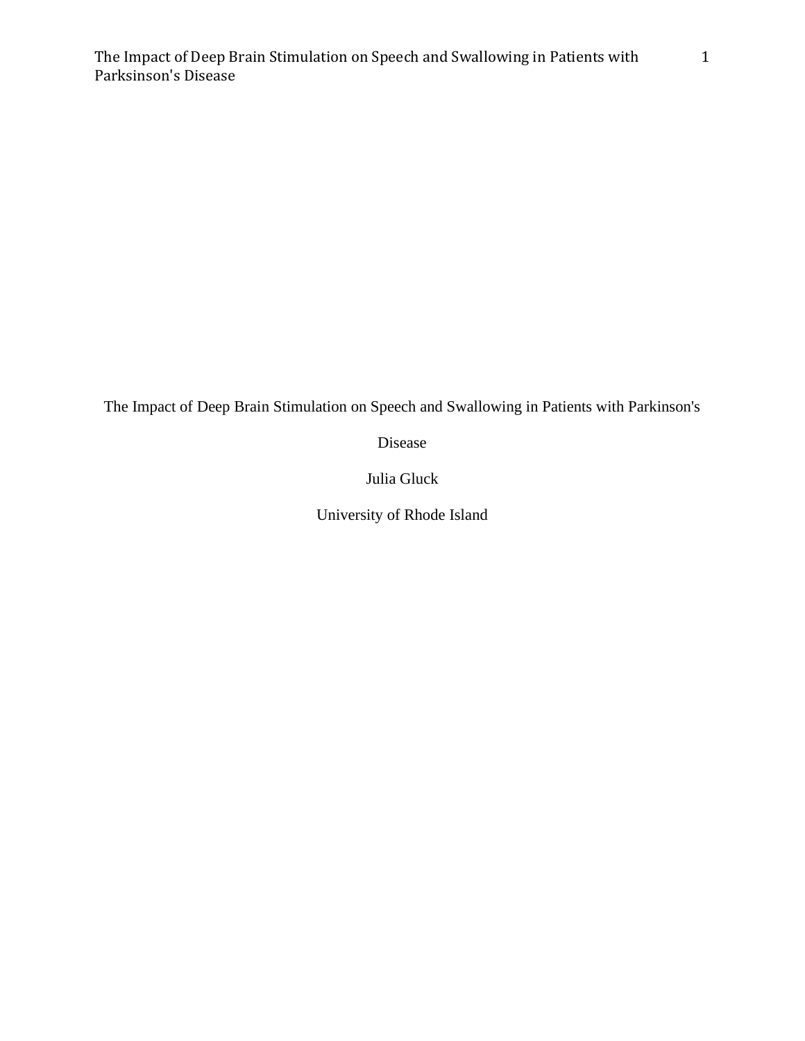The Impact of Deep Brain Stimulation on Speech and Swallowing in Patients with Parkinson's Disease

Julia Gluck

University of Rhode Island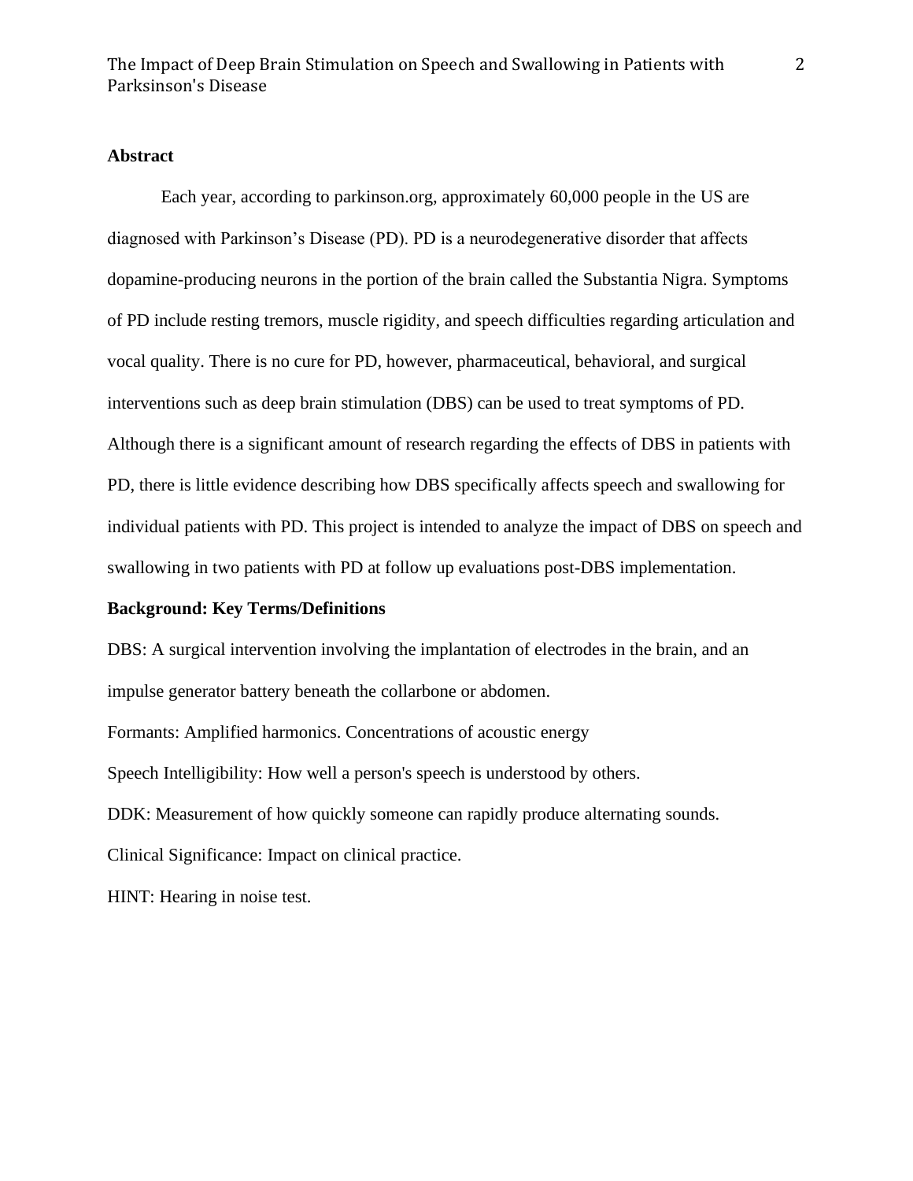## Abstract

Each year, according to parkinson.org, approximately 60,000 people in the US are diagnosed with Parkinson's Disease (PD). PD is a neurodegenerative disorder that affects dopamine-producing neurons in the portion of the brain called the Substantia Nigra. Symptoms of PD include resting tremors, muscle rigidity, and speech difficulties regarding articulation and vocal quality. There is no cure for PD, however, pharmaceutical, behavioral, and surgical interventions such as deep brain stimulation (DBS) can be used to treat symptoms of PD. Although there is a significant amount of research regarding the effects of DBS in patients with PD, there is little evidence describing how DBS specifically affects speech and swallowing for individual patients with PD. This project is intended to analyze the impact of DBS on speech and swallowing in two patients with PD at follow up evaluations post-DBS implementation.

## Background: Key Terms/Definitions

DBS: A surgical intervention involving the implantation of electrodes in the brain, and an impulse generator battery beneath the collarbone or abdomen.

Formants: Amplified harmonics. Concentrations of acoustic energy

Speech Intelligibility: How well a person's speech is understood by others.

DDK: Measurement of how quickly someone can rapidly produce alternating sounds.

Clinical Significance: Impact on clinical practice.

HINT: Hearing in noise test.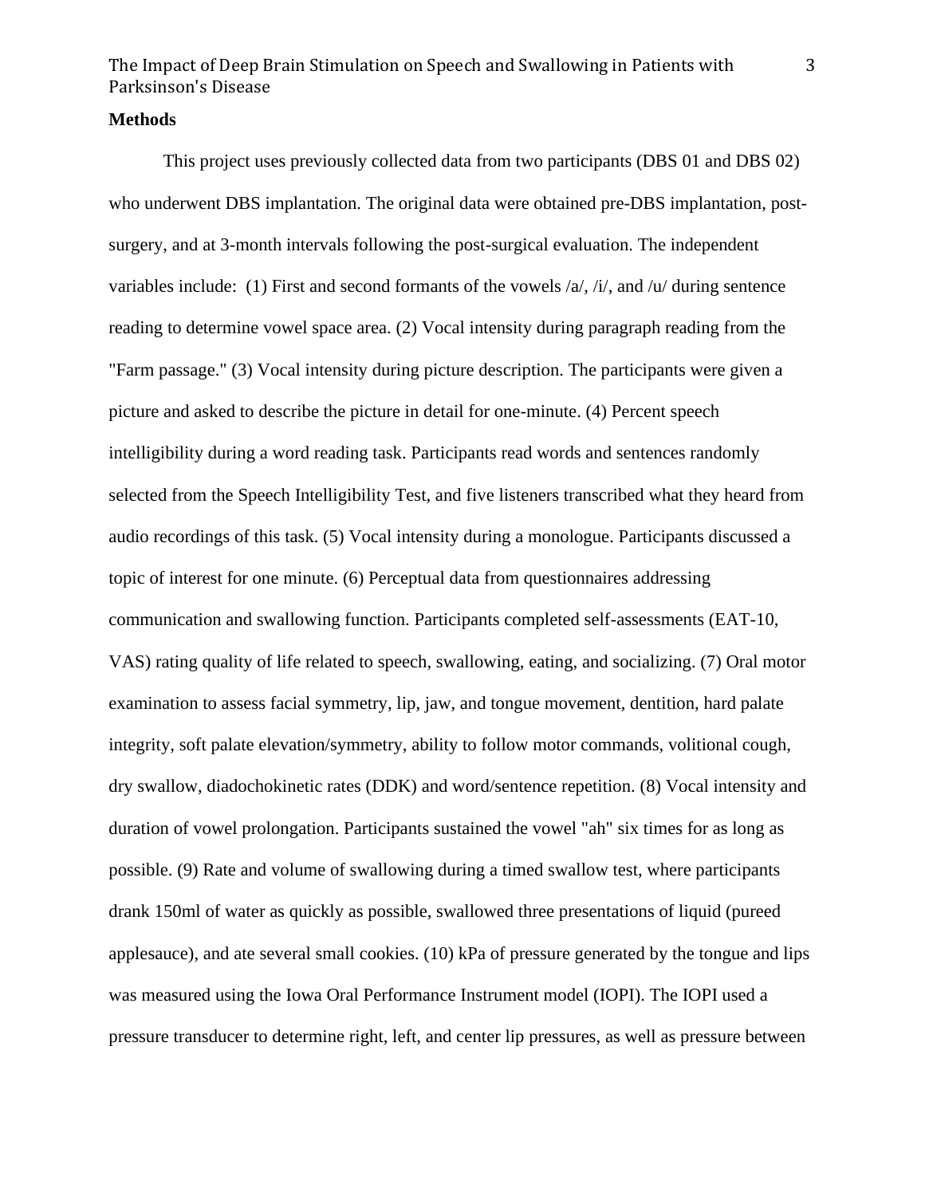**Methods**

This project uses previously collected data from two participants (DBS 01 and DBS 02) who underwent DBS implantation. The original data were obtained pre-DBS implantation, post-surgery, and at 3-month intervals following the post-surgical evaluation. The independent variables include: (1) First and second formants of the vowels /a/, /i/, and /u/ during sentence reading to determine vowel space area. (2) Vocal intensity during paragraph reading from the "Farm passage." (3) Vocal intensity during picture description. The participants were given a picture and asked to describe the picture in detail for one-minute. (4) Percent speech intelligibility during a word reading task. Participants read words and sentences randomly selected from the Speech Intelligibility Test, and five listeners transcribed what they heard from audio recordings of this task. (5) Vocal intensity during a monologue. Participants discussed a topic of interest for one minute. (6) Perceptual data from questionnaires addressing communication and swallowing function. Participants completed self-assessments (EAT-10, VAS) rating quality of life related to speech, swallowing, eating, and socializing. (7) Oral motor examination to assess facial symmetry, lip, jaw, and tongue movement, dentition, hard palate integrity, soft palate elevation/symmetry, ability to follow motor commands, volitional cough, dry swallow, diadochokinetic rates (DDK) and word/sentence repetition. (8) Vocal intensity and duration of vowel prolongation. Participants sustained the vowel "ah" six times for as long as possible. (9) Rate and volume of swallowing during a timed swallow test, where participants drank 150ml of water as quickly as possible, swallowed three presentations of liquid (pureed applesauce), and ate several small cookies. (10) kPa of pressure generated by the tongue and lips was measured using the Iowa Oral Performance Instrument model (IOPI). The IOPI used a pressure transducer to determine right, left, and center lip pressures, as well as pressure between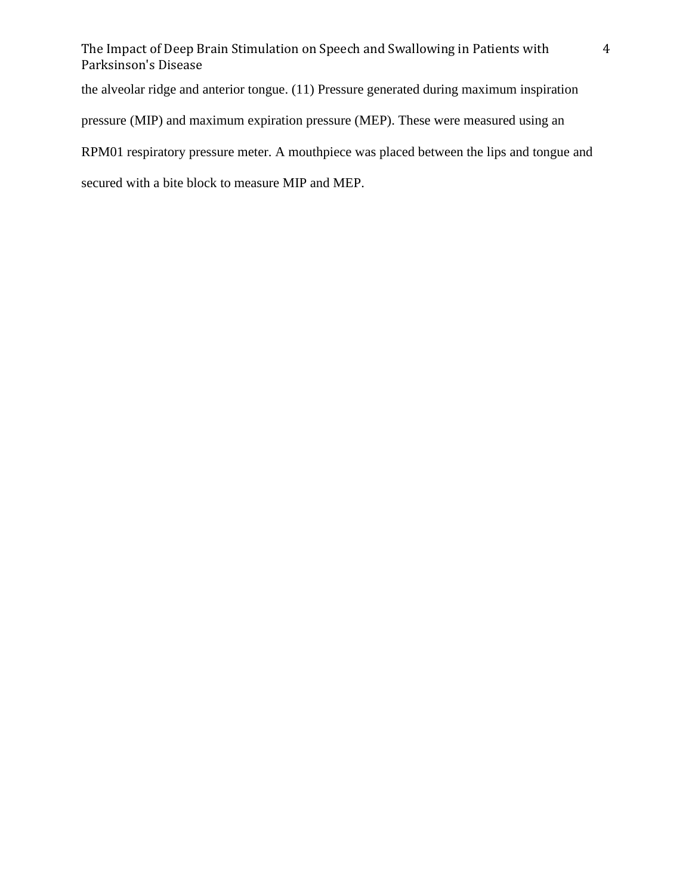the alveolar ridge and anterior tongue. (11) Pressure generated during maximum inspiration pressure (MIP) and maximum expiration pressure (MEP). These were measured using an RPM01 respiratory pressure meter. A mouthpiece was placed between the lips and tongue and secured with a bite block to measure MIP and MEP.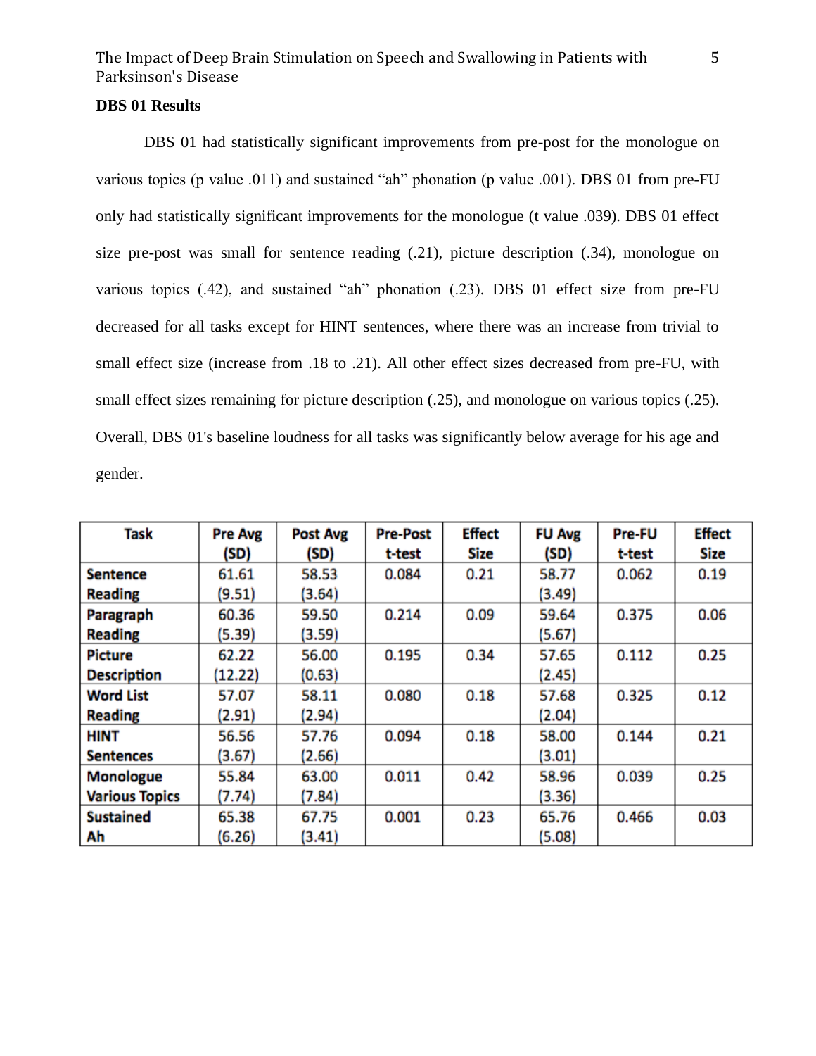### DBS 01 Results

DBS 01 had statistically significant improvements from pre-post for the monologue on various topics (p value .011) and sustained "ah" phonation (p value .001). DBS 01 from pre-FU only had statistically significant improvements for the monologue (t value .039). DBS 01 effect size pre-post was small for sentence reading (.21), picture description (.34), monologue on various topics (.42), and sustained "ah" phonation (.23). DBS 01 effect size from pre-FU decreased for all tasks except for HINT sentences, where there was an increase from trivial to small effect size (increase from .18 to .21). All other effect sizes decreased from pre-FU, with small effect sizes remaining for picture description (.25), and monologue on various topics (.25). Overall, DBS 01's baseline loudness for all tasks was significantly below average for his age and gender.

| Task | Pre Avg (SD) | Post Avg (SD) | Pre-Post t-test | Effect Size | FU Avg (SD) | Pre-FU t-test | Effect Size |
|---|---|---|---|---|---|---|---|
| Sentence Reading | 61.61 (9.51) | 58.53 (3.64) | 0.084 | 0.21 | 58.77 (3.49) | 0.062 | 0.19 |
| Paragraph Reading | 60.36 (5.39) | 59.50 (3.59) | 0.214 | 0.09 | 59.64 (5.67) | 0.375 | 0.06 |
| Picture Description | 62.22 (12.22) | 56.00 (0.63) | 0.195 | 0.34 | 57.65 (2.45) | 0.112 | 0.25 |
| Word List Reading | 57.07 (2.91) | 58.11 (2.94) | 0.080 | 0.18 | 57.68 (2.04) | 0.325 | 0.12 |
| HINT Sentences | 56.56 (3.67) | 57.76 (2.66) | 0.094 | 0.18 | 58.00 (3.01) | 0.144 | 0.21 |
| Monologue Various Topics | 55.84 (7.74) | 63.00 (7.84) | 0.011 | 0.42 | 58.96 (3.36) | 0.039 | 0.25 |
| Sustained Ah | 65.38 (6.26) | 67.75 (3.41) | 0.001 | 0.23 | 65.76 (5.08) | 0.466 | 0.03 |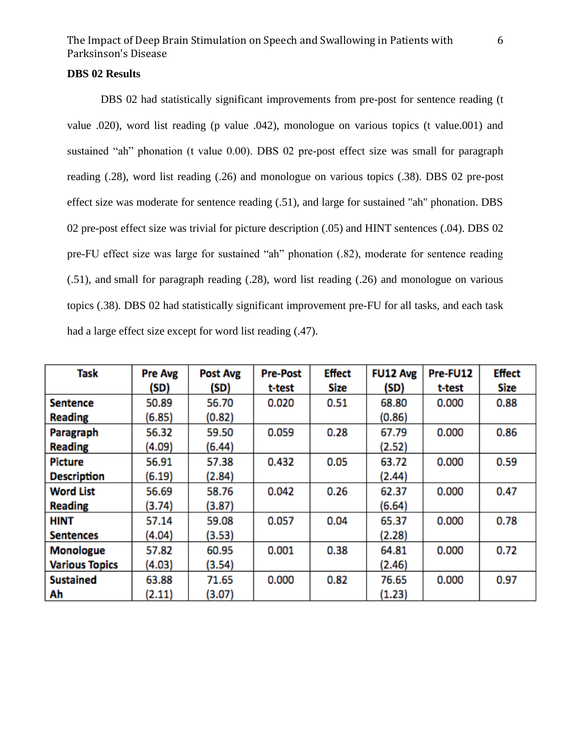**DBS 02 Results**

DBS 02 had statistically significant improvements from pre-post for sentence reading (t value .020), word list reading (p value .042), monologue on various topics (t value.001) and sustained "ah" phonation (t value 0.00). DBS 02 pre-post effect size was small for paragraph reading (.28), word list reading (.26) and monologue on various topics (.38). DBS 02 pre-post effect size was moderate for sentence reading (.51), and large for sustained "ah" phonation. DBS 02 pre-post effect size was trivial for picture description (.05) and HINT sentences (.04). DBS 02 pre-FU effect size was large for sustained "ah" phonation (.82), moderate for sentence reading (.51), and small for paragraph reading (.28), word list reading (.26) and monologue on various topics (.38). DBS 02 had statistically significant improvement pre-FU for all tasks, and each task had a large effect size except for word list reading (.47).

| Task | Pre Avg (SD) | Post Avg (SD) | Pre-Post t-test | Effect Size | FU12 Avg (SD) | Pre-FU12 t-test | Effect Size |
|---|---|---|---|---|---|---|---|
| **Sentence Reading** | 50.89 (6.85) | 56.70 (0.82) | 0.020 | 0.51 | 68.80 (0.86) | 0.000 | 0.88 |
| **Paragraph Reading** | 56.32 (4.09) | 59.50 (6.44) | 0.059 | 0.28 | 67.79 (2.52) | 0.000 | 0.86 |
| **Picture Description** | 56.91 (6.19) | 57.38 (2.84) | 0.432 | 0.05 | 63.72 (2.44) | 0.000 | 0.59 |
| **Word List Reading** | 56.69 (3.74) | 58.76 (3.87) | 0.042 | 0.26 | 62.37 (6.64) | 0.000 | 0.47 |
| **HINT Sentences** | 57.14 (4.04) | 59.08 (3.53) | 0.057 | 0.04 | 65.37 (2.28) | 0.000 | 0.78 |
| **Monologue Various Topics** | 57.82 (4.03) | 60.95 (3.54) | 0.001 | 0.38 | 64.81 (2.46) | 0.000 | 0.72 |
| **Sustained Ah** | 63.88 (2.11) | 71.65 (3.07) | 0.000 | 0.82 | 76.65 (1.23) | 0.000 | 0.97 |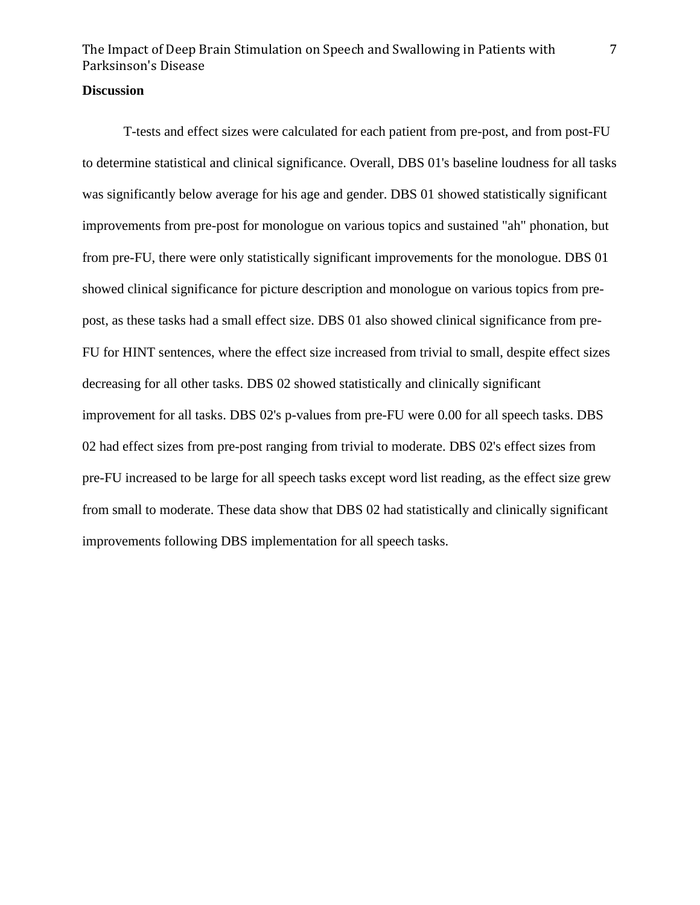## Discussion

T-tests and effect sizes were calculated for each patient from pre-post, and from post-FU to determine statistical and clinical significance. Overall, DBS 01's baseline loudness for all tasks was significantly below average for his age and gender. DBS 01 showed statistically significant improvements from pre-post for monologue on various topics and sustained "ah" phonation, but from pre-FU, there were only statistically significant improvements for the monologue. DBS 01 showed clinical significance for picture description and monologue on various topics from pre-post, as these tasks had a small effect size. DBS 01 also showed clinical significance from pre-FU for HINT sentences, where the effect size increased from trivial to small, despite effect sizes decreasing for all other tasks. DBS 02 showed statistically and clinically significant improvement for all tasks. DBS 02's p-values from pre-FU were 0.00 for all speech tasks. DBS 02 had effect sizes from pre-post ranging from trivial to moderate. DBS 02's effect sizes from pre-FU increased to be large for all speech tasks except word list reading, as the effect size grew from small to moderate. These data show that DBS 02 had statistically and clinically significant improvements following DBS implementation for all speech tasks.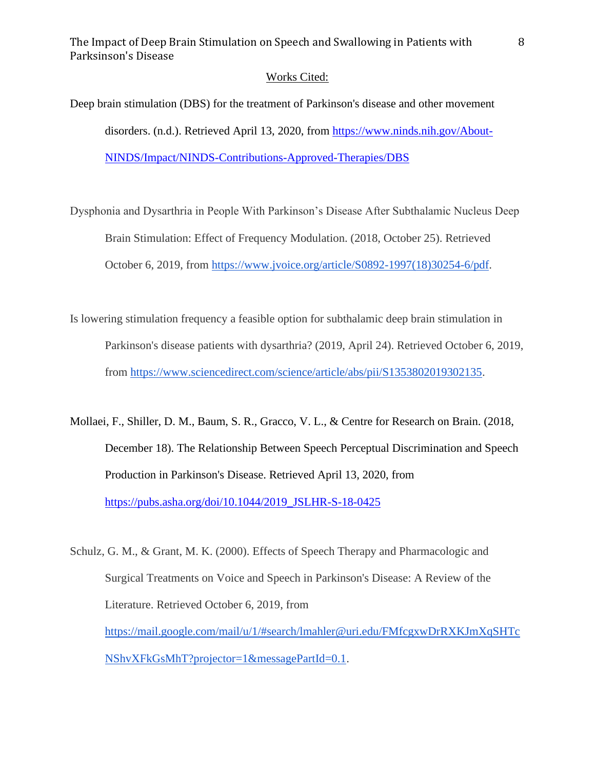## Works Cited:

Deep brain stimulation (DBS) for the treatment of Parkinson's disease and other movement disorders. (n.d.). Retrieved April 13, 2020, from https://www.ninds.nih.gov/About-NINDS/Impact/NINDS-Contributions-Approved-Therapies/DBS

Dysphonia and Dysarthria in People With Parkinson's Disease After Subthalamic Nucleus Deep Brain Stimulation: Effect of Frequency Modulation. (2018, October 25). Retrieved October 6, 2019, from https://www.jvoice.org/article/S0892-1997(18)30254-6/pdf.

Is lowering stimulation frequency a feasible option for subthalamic deep brain stimulation in Parkinson's disease patients with dysarthria? (2019, April 24). Retrieved October 6, 2019, from https://www.sciencedirect.com/science/article/abs/pii/S1353802019302135.

Mollaei, F., Shiller, D. M., Baum, S. R., Gracco, V. L., & Centre for Research on Brain. (2018, December 18). The Relationship Between Speech Perceptual Discrimination and Speech Production in Parkinson's Disease. Retrieved April 13, 2020, from https://pubs.asha.org/doi/10.1044/2019_JSLHR-S-18-0425

Schulz, G. M., & Grant, M. K. (2000). Effects of Speech Therapy and Pharmacologic and Surgical Treatments on Voice and Speech in Parkinson's Disease: A Review of the Literature. Retrieved October 6, 2019, from https://mail.google.com/mail/u/1/#search/lmahler@uri.edu/FMfcgxwDrRXKJmXqSHTcNShvXFkGsMhT?projector=1&messagePartId=0.1.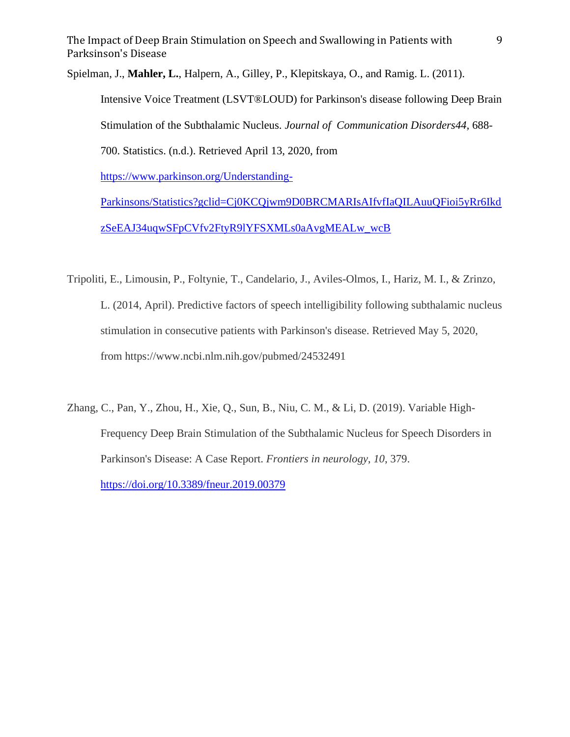Spielman, J., **Mahler, L.**, Halpern, A., Gilley, P., Klepitskaya, O., and Ramig. L. (2011). Intensive Voice Treatment (LSVT®LOUD) for Parkinson's disease following Deep Brain Stimulation of the Subthalamic Nucleus. *Journal of Communication Disorders44*, 688-700. Statistics. (n.d.). Retrieved April 13, 2020, from https://www.parkinson.org/Understanding-Parkinsons/Statistics?gclid=Cj0KCQjwm9D0BRCMARIsAIfvfIaQILAuuQFioi5yRr6IkdzSeEAJ34uqwSFpCVfv2FtyR9lYFSXMLs0aAvgMEALw_wcB

Tripoliti, E., Limousin, P., Foltynie, T., Candelario, J., Aviles-Olmos, I., Hariz, M. I., & Zrinzo, L. (2014, April). Predictive factors of speech intelligibility following subthalamic nucleus stimulation in consecutive patients with Parkinson's disease. Retrieved May 5, 2020, from https://www.ncbi.nlm.nih.gov/pubmed/24532491

Zhang, C., Pan, Y., Zhou, H., Xie, Q., Sun, B., Niu, C. M., & Li, D. (2019). Variable High-Frequency Deep Brain Stimulation of the Subthalamic Nucleus for Speech Disorders in Parkinson's Disease: A Case Report. *Frontiers in neurology*, *10*, 379. https://doi.org/10.3389/fneur.2019.00379